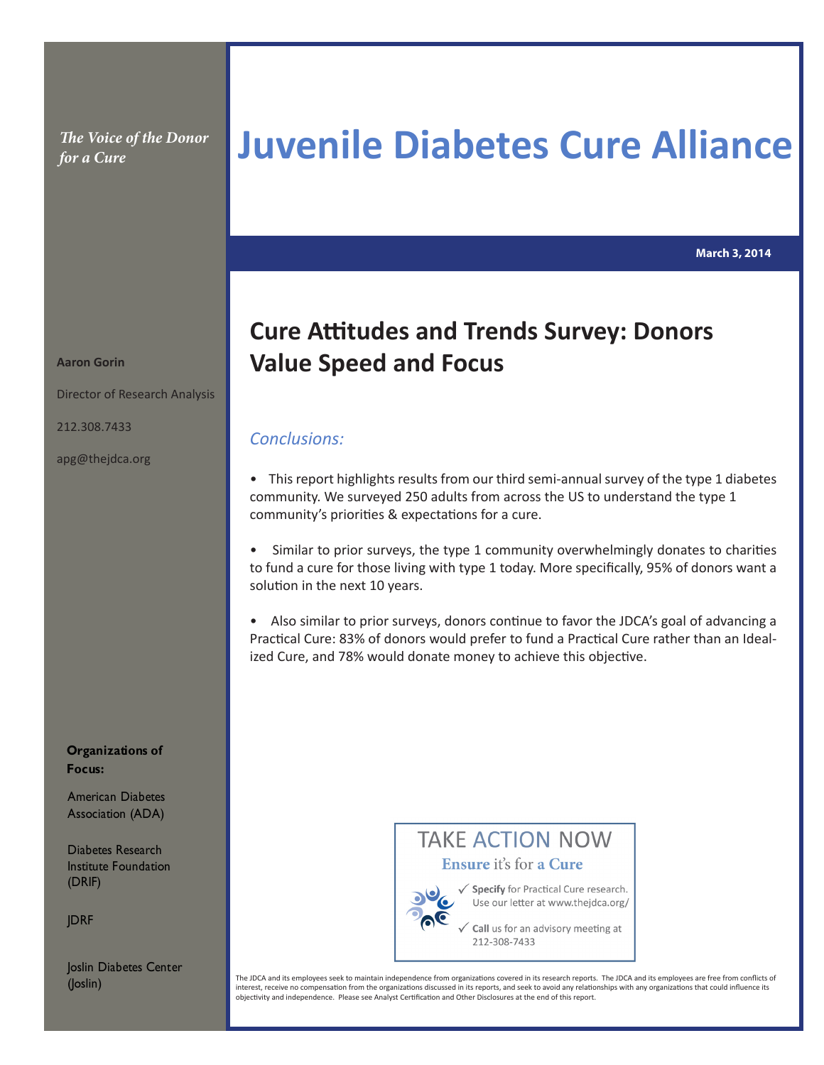*The Voice of the Donor for a Cure*

# Juvenile Diabetes Cure Alliance

**March 3, 2014**

**Aaron Gorin**

Director of Research Analysis

212.308.7433

apg@thejdca.org

**Organizations of Focus:**

American Diabetes Association (ADA)

Diabetes Research Institute Foundation (DRIF)

JDRF

Joslin Diabetes Center (Joslin)

## Cure Attitudes and Trends Survey: Donors Value Speed and Focus

### *Conclusions:*

- This report highlights results from our third semi-annual survey of the type 1 diabetes community. We surveyed 250 adults from across the US to understand the type 1 community's priorities & expectations for a cure.

- Similar to prior surveys, the type 1 community overwhelmingly donates to charities to fund a cure for those living with type 1 today. More specifically, 95% of donors want a solution in the next 10 years.

- Also similar to prior surveys, donors continue to favor the JDCA's goal of advancing a Practical Cure: 83% of donors would prefer to fund a Practical Cure rather than an Idealized Cure, and 78% would donate money to achieve this objective.

TAKE ACTION NOW

**Ensure** it's for **a Cure**

✓ **Specify** for Practical Cure research. Use our letter at www.thejdca.org/

✓ **Call** us for an advisory meeting at 212-308-7433

The JDCA and its employees seek to maintain independence from organizations covered in its research reports. The JDCA and its employees are free from conflicts of interest, receive no compensation from the organizations discussed in its reports, and seek to avoid any relationships with any organizations that could influence its objectivity and independence. Please see Analyst Certification and Other Disclosures at the end of this report.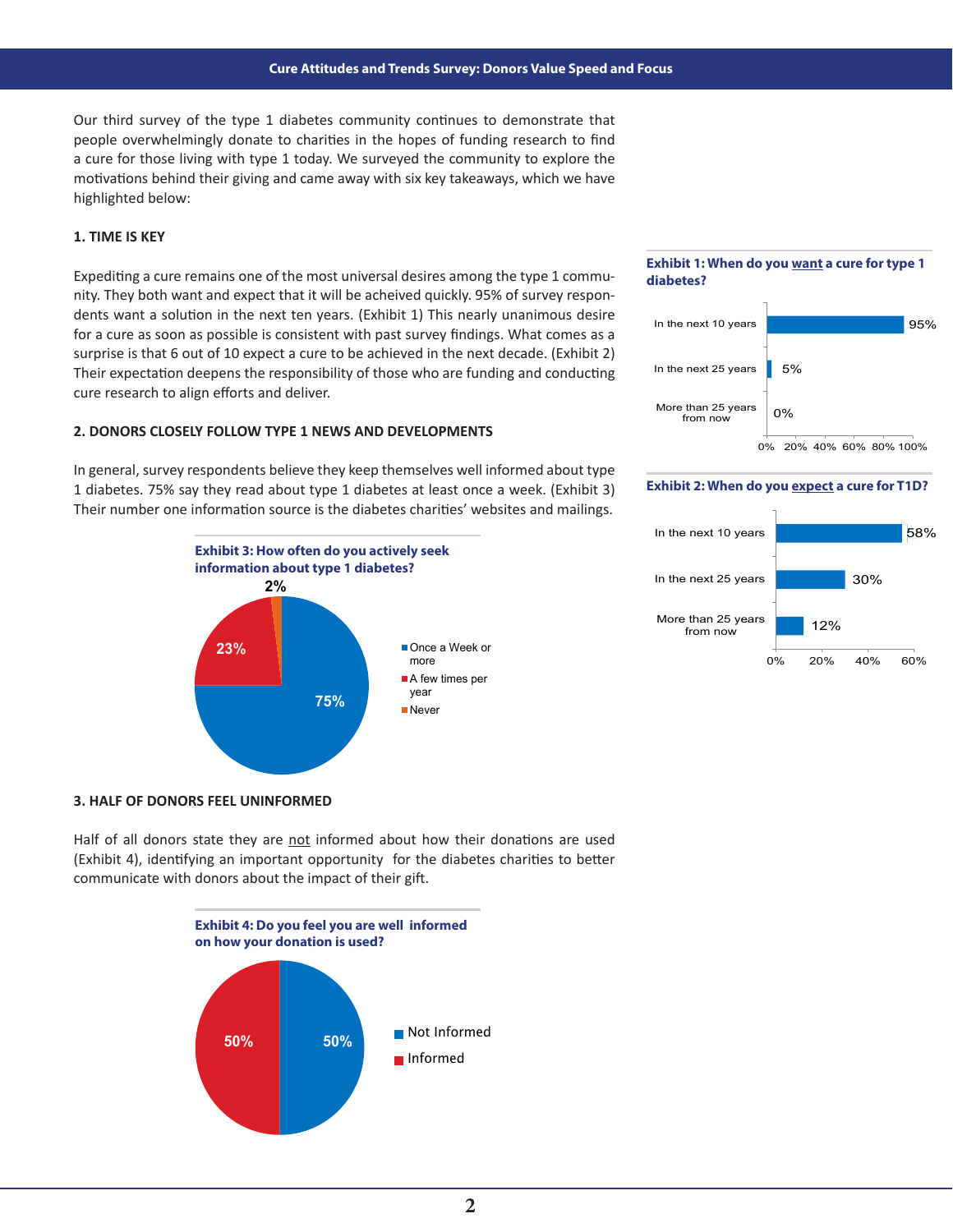Our third survey of the type 1 diabetes community continues to demonstrate that people overwhelmingly donate to charities in the hopes of funding research to find a cure for those living with type 1 today. We surveyed the community to explore the motivations behind their giving and came away with six key takeaways, which we have highlighted below:

**1. TIME IS KEY**

Expediting a cure remains one of the most universal desires among the type 1 community. They both want and expect that it will be acheived quickly. 95% of survey respondents want a solution in the next ten years. (Exhibit 1) This nearly unanimous desire for a cure as soon as possible is consistent with past survey findings. What comes as a surprise is that 6 out of 10 expect a cure to be achieved in the next decade. (Exhibit 2) Their expectation deepens the responsibility of those who are funding and conducting cure research to align efforts and deliver.

**Exhibit 1: When do you want a cure for type 1 diabetes?**

| Response | Percent |
|---|---|
| In the next 10 years | 95% |
| In the next 25 years | 5% |
| More than 25 years from now | 0% |

**Exhibit 2: When do you expect a cure for T1D?**

| Response | Percent |
|---|---|
| In the next 10 years | 58% |
| In the next 25 years | 30% |
| More than 25 years from now | 12% |

**2. DONORS CLOSELY FOLLOW TYPE 1 NEWS AND DEVELOPMENTS**

In general, survey respondents believe they keep themselves well informed about type 1 diabetes. 75% say they read about type 1 diabetes at least once a week. (Exhibit 3) Their number one information source is the diabetes charities' websites and mailings.

**Exhibit 3: How often do you actively seek information about type 1 diabetes?**

| Response | Percent |
|---|---|
| Once a Week or more | 75% |
| A few times per year | 23% |
| Never | 2% |

**3. HALF OF DONORS FEEL UNINFORMED**

Half of all donors state they are not informed about how their donations are used (Exhibit 4), identifying an important opportunity for the diabetes charities to better communicate with donors about the impact of their gift.

**Exhibit 4: Do you feel you are well informed on how your donation is used?**

| Response | Percent |
|---|---|
| Not Informed | 50% |
| Informed | 50% |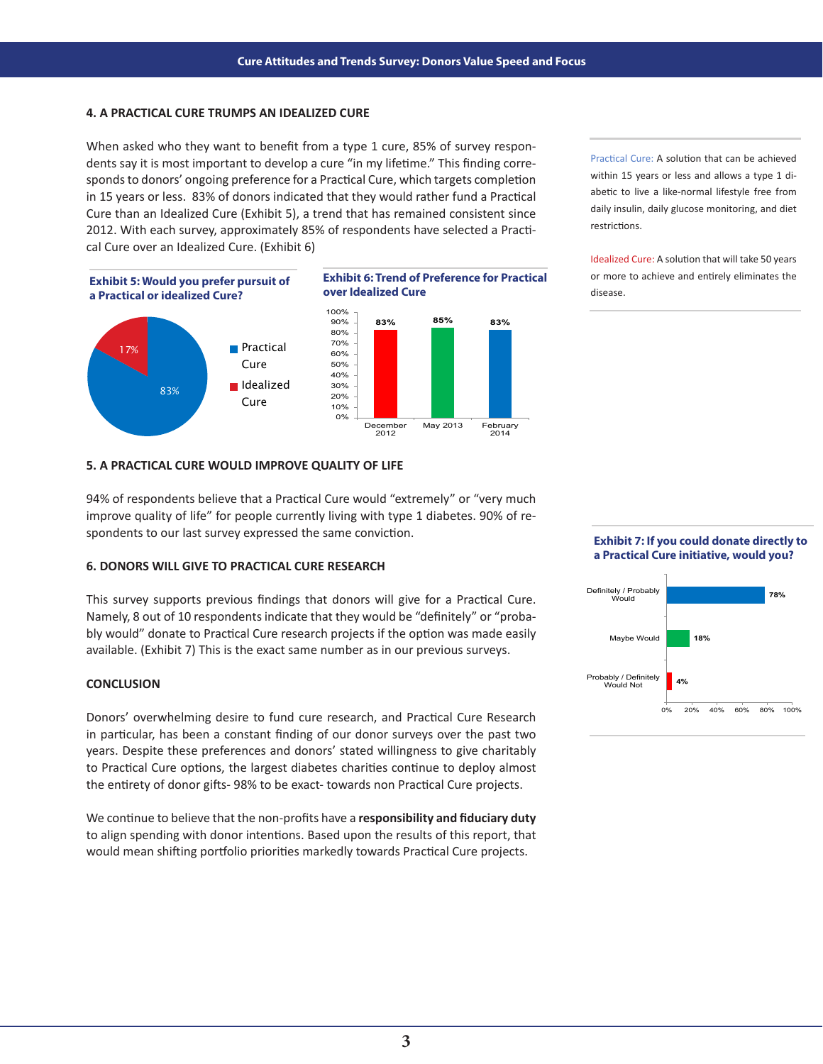## 4. A PRACTICAL CURE TRUMPS AN IDEALIZED CURE

When asked who they want to benefit from a type 1 cure, 85% of survey respondents say it is most important to develop a cure "in my lifetime." This finding corresponds to donors' ongoing preference for a Practical Cure, which targets completion in 15 years or less. 83% of donors indicated that they would rather fund a Practical Cure than an Idealized Cure (Exhibit 5), a trend that has remained consistent since 2012. With each survey, approximately 85% of respondents have selected a Practical Cure over an Idealized Cure. (Exhibit 6)

Practical Cure: A solution that can be achieved within 15 years or less and allows a type 1 diabetic to live a like-normal lifestyle free from daily insulin, daily glucose monitoring, and diet restrictions.

Idealized Cure: A solution that will take 50 years or more to achieve and entirely eliminates the disease.

**Exhibit 5: Would you prefer pursuit of a Practical or idealized Cure?**

| Response | Percent |
|---|---|
| Practical Cure | 83% |
| Idealized Cure | 17% |

**Exhibit 6: Trend of Preference for Practical over Idealized Cure**

| Survey | Preference for Practical Cure |
|---|---|
| December 2012 | 83% |
| May 2013 | 85% |
| February 2014 | 83% |

## 5. A PRACTICAL CURE WOULD IMPROVE QUALITY OF LIFE

94% of respondents believe that a Practical Cure would "extremely" or "very much improve quality of life" for people currently living with type 1 diabetes. 90% of respondents to our last survey expressed the same conviction.

## 6. DONORS WILL GIVE TO PRACTICAL CURE RESEARCH

This survey supports previous findings that donors will give for a Practical Cure. Namely, 8 out of 10 respondents indicate that they would be "definitely" or "probably would" donate to Practical Cure research projects if the option was made easily available. (Exhibit 7) This is the exact same number as in our previous surveys.

**Exhibit 7: If you could donate directly to a Practical Cure initiative, would you?**

| Response | Percent |
|---|---|
| Definitely / Probably Would | 78% |
| Maybe Would | 18% |
| Probably / Definitely Would Not | 4% |

## CONCLUSION

Donors' overwhelming desire to fund cure research, and Practical Cure Research in particular, has been a constant finding of our donor surveys over the past two years. Despite these preferences and donors' stated willingness to give charitably to Practical Cure options, the largest diabetes charities continue to deploy almost the entirety of donor gifts- 98% to be exact- towards non Practical Cure projects.

We continue to believe that the non-profits have a **responsibility and fiduciary duty** to align spending with donor intentions. Based upon the results of this report, that would mean shifting portfolio priorities markedly towards Practical Cure projects.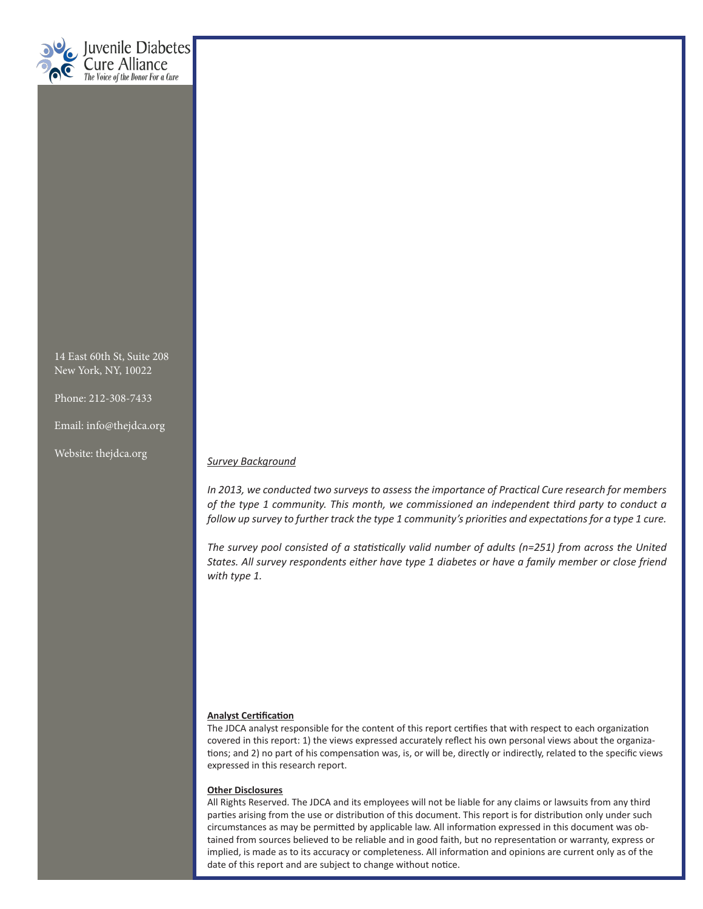Juvenile Diabetes Cure Alliance
*The Voice of the Donor For a Cure*

14 East 60th St, Suite 208
New York, NY, 10022

Phone: 212-308-7433

Email: info@thejdca.org

Website: thejdca.org

*Survey Background*

*In 2013, we conducted two surveys to assess the importance of Practical Cure research for members of the type 1 community. This month, we commissioned an independent third party to conduct a follow up survey to further track the type 1 community's priorities and expectations for a type 1 cure.*

*The survey pool consisted of a statistically valid number of adults (n=251) from across the United States. All survey respondents either have type 1 diabetes or have a family member or close friend with type 1.*

**Analyst Certification**

The JDCA analyst responsible for the content of this report certifies that with respect to each organization covered in this report: 1) the views expressed accurately reflect his own personal views about the organizations; and 2) no part of his compensation was, is, or will be, directly or indirectly, related to the specific views expressed in this research report.

**Other Disclosures**

All Rights Reserved. The JDCA and its employees will not be liable for any claims or lawsuits from any third parties arising from the use or distribution of this document. This report is for distribution only under such circumstances as may be permitted by applicable law. All information expressed in this document was obtained from sources believed to be reliable and in good faith, but no representation or warranty, express or implied, is made as to its accuracy or completeness. All information and opinions are current only as of the date of this report and are subject to change without notice.